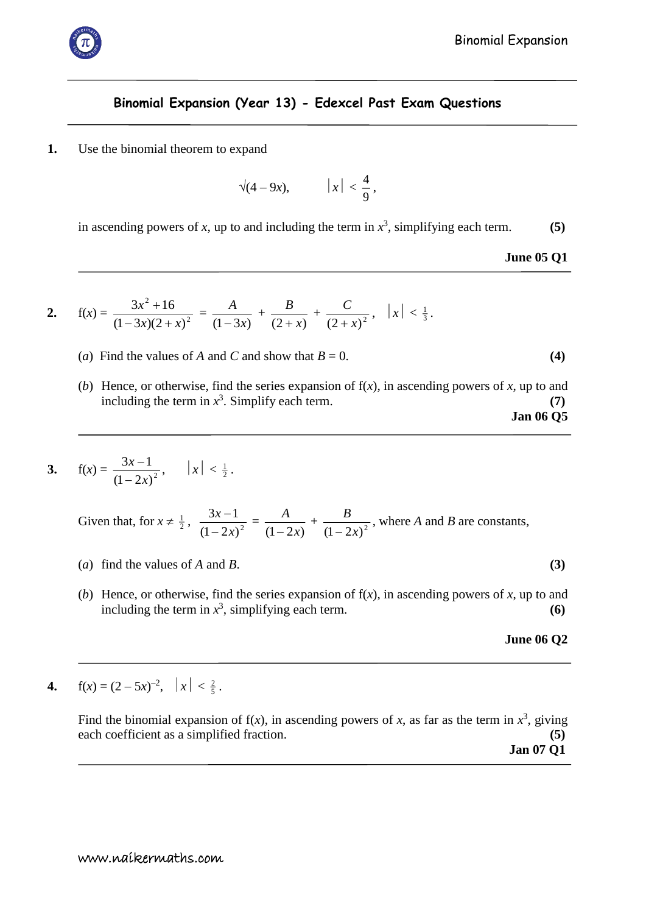## Binomial Expansion (Year 13) - Edexcel Past Exam Questions

**1.** Use the binomial theorem to expand

$$\sqrt{(4 - 9x)}, \qquad |x| < \frac{4}{9},$$

in ascending powers of $x$, up to and including the term in $x^3$, simplifying each term. **(5)**

**June 05 Q1**

---

**2.** $$\mathrm{f}(x) = \frac{3x^2 + 16}{(1-3x)(2+x)^2} = \frac{A}{(1-3x)} + \frac{B}{(2+x)} + \frac{C}{(2+x)^2}, \quad |x| < \tfrac{1}{3}.$$

(*a*) Find the values of $A$ and $C$ and show that $B = 0$. **(4)**

(*b*) Hence, or otherwise, find the series expansion of $\mathrm{f}(x)$, in ascending powers of $x$, up to and including the term in $x^3$. Simplify each term. **(7)**

**Jan 06 Q5**

---

**3.** $$\mathrm{f}(x) = \frac{3x - 1}{(1-2x)^2}, \quad |x| < \tfrac{1}{2}.$$

Given that, for $x \neq \frac{1}{2}$, $\dfrac{3x-1}{(1-2x)^2} = \dfrac{A}{(1-2x)} + \dfrac{B}{(1-2x)^2}$, where $A$ and $B$ are constants,

(*a*) find the values of $A$ and $B$. **(3)**

(*b*) Hence, or otherwise, find the series expansion of $\mathrm{f}(x)$, in ascending powers of $x$, up to and including the term in $x^3$, simplifying each term. **(6)**

**June 06 Q2**

---

**4.** $\mathrm{f}(x) = (2 - 5x)^{-2}, \quad |x| < \frac{2}{5}.$

Find the binomial expansion of $\mathrm{f}(x)$, in ascending powers of $x$, as far as the term in $x^3$, giving each coefficient as a simplified fraction. **(5)**

**Jan 07 Q1**

---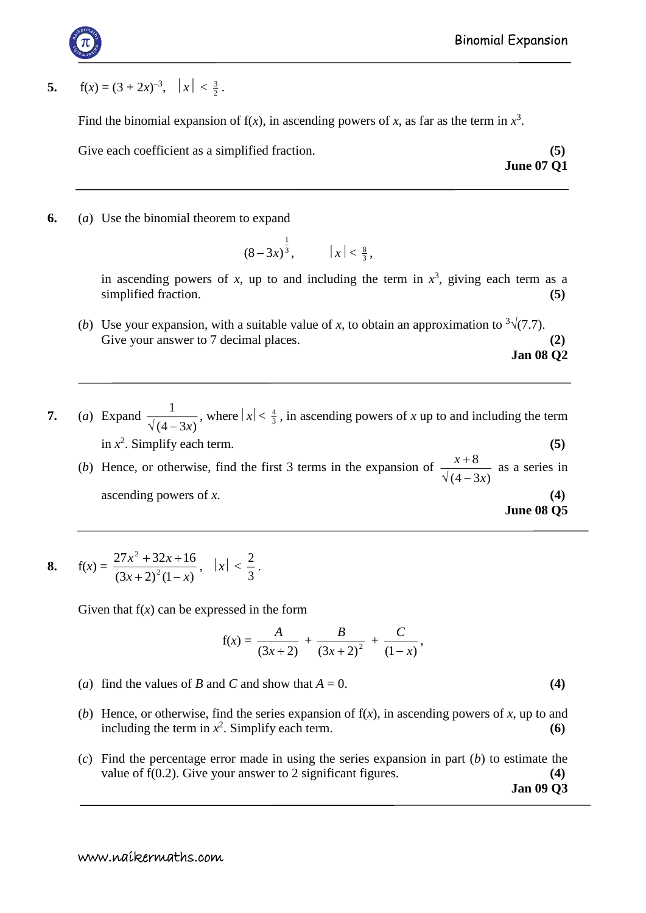**5.** $f(x) = (3 + 2x)^{-3}$, $|x| < \frac{3}{2}$.

Find the binomial expansion of $f(x)$, in ascending powers of $x$, as far as the term in $x^3$.

Give each coefficient as a simplified fraction. **(5)**

**June 07 Q1**

---

**6.** (*a*) Use the binomial theorem to expand

$$(8 - 3x)^{\frac{1}{3}}, \qquad |x| < \tfrac{8}{3},$$

in ascending powers of $x$, up to and including the term in $x^3$, giving each term as a simplified fraction. **(5)**

(*b*) Use your expansion, with a suitable value of $x$, to obtain an approximation to $\sqrt[3]{7.7}$. Give your answer to 7 decimal places. **(2)**

**Jan 08 Q2**

---

**7.** (*a*) Expand $\dfrac{1}{\sqrt{(4 - 3x)}}$, where $|x| < \frac{4}{3}$, in ascending powers of $x$ up to and including the term in $x^2$. Simplify each term. **(5)**

(*b*) Hence, or otherwise, find the first 3 terms in the expansion of $\dfrac{x + 8}{\sqrt{(4 - 3x)}}$ as a series in ascending powers of $x$. **(4)**

**June 08 Q5**

---

**8.** $f(x) = \dfrac{27x^2 + 32x + 16}{(3x + 2)^2(1 - x)}$, $|x| < \dfrac{2}{3}$.

Given that $f(x)$ can be expressed in the form

$$f(x) = \frac{A}{(3x + 2)} + \frac{B}{(3x + 2)^2} + \frac{C}{(1 - x)},$$

(*a*) find the values of $B$ and $C$ and show that $A = 0$. **(4)**

(*b*) Hence, or otherwise, find the series expansion of $f(x)$, in ascending powers of $x$, up to and including the term in $x^2$. Simplify each term. **(6)**

(*c*) Find the percentage error made in using the series expansion in part (*b*) to estimate the value of $f(0.2)$. Give your answer to 2 significant figures. **(4)**

**Jan 09 Q3**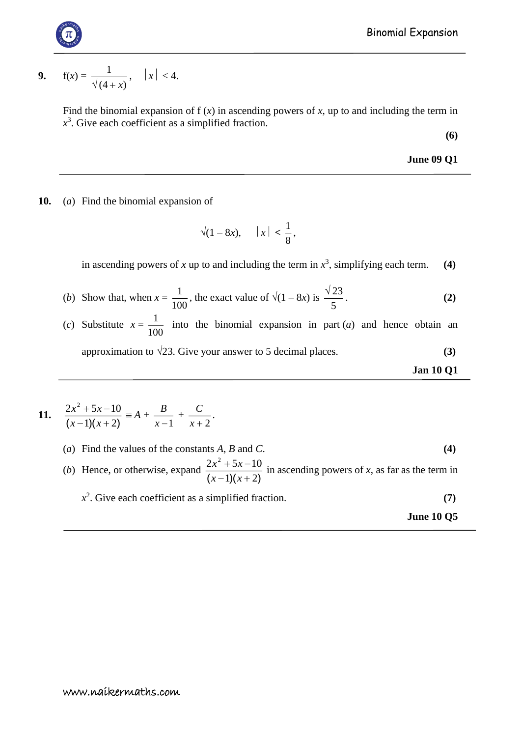**9.** $\quad \mathrm{f}(x) = \dfrac{1}{\sqrt{(4+x)}}, \quad |x| < 4.$

Find the binomial expansion of f ($x$) in ascending powers of $x$, up to and including the term in $x^3$. Give each coefficient as a simplified fraction.

**(6)**

**June 09 Q1**

---

**10.** ($a$) Find the binomial expansion of

$$\sqrt{(1 - 8x)}, \qquad |x| < \frac{1}{8},$$

in ascending powers of $x$ up to and including the term in $x^3$, simplifying each term. **(4)**

($b$) Show that, when $x = \dfrac{1}{100}$, the exact value of $\sqrt{(1 - 8x)}$ is $\dfrac{\sqrt{23}}{5}$. **(2)**

($c$) Substitute $x = \dfrac{1}{100}$ into the binomial expansion in part ($a$) and hence obtain an approximation to $\sqrt{23}$. Give your answer to 5 decimal places. **(3)**

**Jan 10 Q1**

---

**11.** $\quad \dfrac{2x^2+5x-10}{(x-1)(x+2)} \equiv A + \dfrac{B}{x-1} + \dfrac{C}{x+2}.$

($a$) Find the values of the constants $A$, $B$ and $C$. **(4)**

($b$) Hence, or otherwise, expand $\dfrac{2x^2+5x-10}{(x-1)(x+2)}$ in ascending powers of $x$, as far as the term in $x^2$. Give each coefficient as a simplified fraction. **(7)**

**June 10 Q5**

---

www.naikermaths.com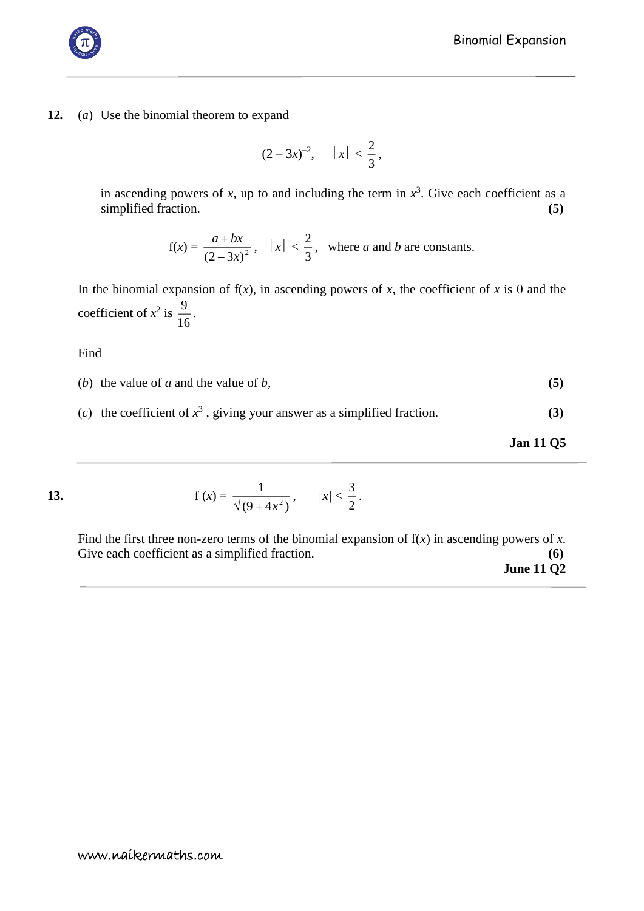**12.** (*a*) Use the binomial theorem to expand

$$(2 - 3x)^{-2}, \quad |x| < \frac{2}{3},$$

in ascending powers of $x$, up to and including the term in $x^3$. Give each coefficient as a simplified fraction. **(5)**

$$f(x) = \frac{a + bx}{(2 - 3x)^2}, \quad |x| < \frac{2}{3}, \quad \text{where } a \text{ and } b \text{ are constants.}$$

In the binomial expansion of f($x$), in ascending powers of $x$, the coefficient of $x$ is 0 and the coefficient of $x^2$ is $\frac{9}{16}$.

Find

(*b*) the value of $a$ and the value of $b$, **(5)**

(*c*) the coefficient of $x^3$, giving your answer as a simplified fraction. **(3)**

**Jan 11 Q5**

---

**13.**

$$f(x) = \frac{1}{\sqrt{(9 + 4x^2)}}, \quad |x| < \frac{3}{2}.$$

Find the first three non-zero terms of the binomial expansion of f($x$) in ascending powers of $x$. Give each coefficient as a simplified fraction. **(6)**

**June 11 Q2**